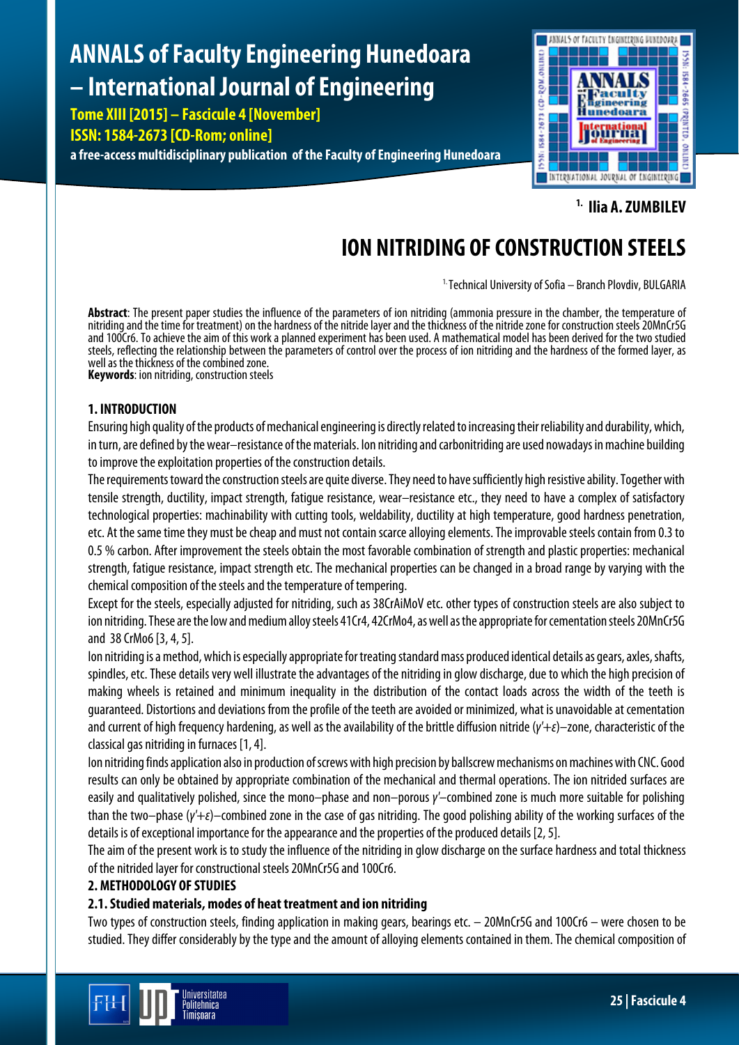[1.] **Ilia A. ZUMBILEV**

# ION NITRIDING OF CONSTRUCTION STEELS

[1.] Technical University of Sofia – Branch Plovdiv, BULGARIA

**Abstract**: The present paper studies the influence of the parameters of ion nitriding (ammonia pressure in the chamber, the temperature of nitriding and the time for treatment) on the hardness of the nitride layer and the thickness of the nitride zone for construction steels 20MnCr5G and 100Cr6. To achieve the aim of this work a planned experiment has been used. A mathematical model has been derived for the two studied steels, reflecting the relationship between the parameters of control over the process of ion nitriding and the hardness of the formed layer, as well as the thickness of the combined zone.
**Keywords**: ion nitriding, construction steels

## 1. INTRODUCTION

Ensuring high quality of the products of mechanical engineering is directly related to increasing their reliability and durability, which, in turn, are defined by the wear–resistance of the materials. Ion nitriding and carbonitriding are used nowadays in machine building to improve the exploitation properties of the construction details.

The requirements toward the construction steels are quite diverse. They need to have sufficiently high resistive ability. Together with tensile strength, ductility, impact strength, fatigue resistance, wear–resistance etc., they need to have a complex of satisfactory technological properties: machinability with cutting tools, weldability, ductility at high temperature, good hardness penetration, etc. At the same time they must be cheap and must not contain scarce alloying elements. The improvable steels contain from 0.3 to 0.5 % carbon. After improvement the steels obtain the most favorable combination of strength and plastic properties: mechanical strength, fatigue resistance, impact strength etc. The mechanical properties can be changed in a broad range by varying with the chemical composition of the steels and the temperature of tempering.

Except for the steels, especially adjusted for nitriding, such as 38CrAiMoV etc. other types of construction steels are also subject to ion nitriding. These are the low and medium alloy steels 41Cr4, 42CrMo4, as well as the appropriate for cementation steels 20MnCr5G and 38 CrMo6 [3, 4, 5].

Ion nitriding is a method, which is especially appropriate for treating standard mass produced identical details as gears, axles, shafts, spindles, etc. These details very well illustrate the advantages of the nitriding in glow discharge, due to which the high precision of making wheels is retained and minimum inequality in the distribution of the contact loads across the width of the teeth is guaranteed. Distortions and deviations from the profile of the teeth are avoided or minimized, what is unavoidable at cementation and current of high frequency hardening, as well as the availability of the brittle diffusion nitride ($\gamma'$+$\varepsilon$)–zone, characteristic of the classical gas nitriding in furnaces [1, 4].

Ion nitriding finds application also in production of screws with high precision by ballscrew mechanisms on machines with CNC. Good results can only be obtained by appropriate combination of the mechanical and thermal operations. The ion nitrided surfaces are easily and qualitatively polished, since the mono–phase and non–porous $\gamma'$–combined zone is much more suitable for polishing than the two–phase ($\gamma'$+$\varepsilon$)–combined zone in the case of gas nitriding. The good polishing ability of the working surfaces of the details is of exceptional importance for the appearance and the properties of the produced details [2, 5].

The aim of the present work is to study the influence of the nitriding in glow discharge on the surface hardness and total thickness of the nitrided layer for constructional steels 20MnCr5G and 100Cr6.

## 2. METHODOLOGY OF STUDIES

### 2.1. Studied materials, modes of heat treatment and ion nitriding

Two types of construction steels, finding application in making gears, bearings etc. – 20MnCr5G and 100Cr6 – were chosen to be studied. They differ considerably by the type and the amount of alloying elements contained in them. The chemical composition of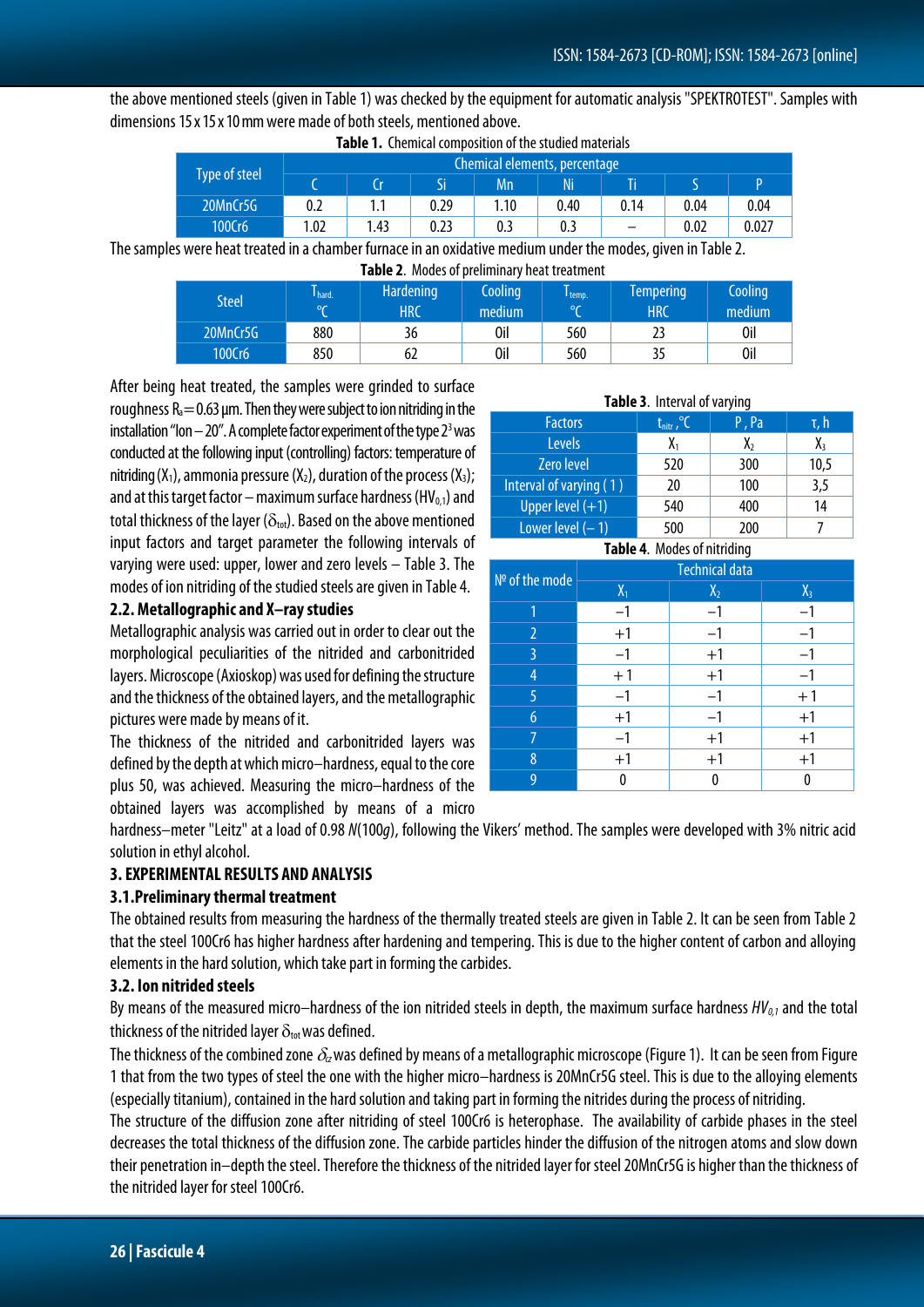the above mentioned steels (given in Table 1) was checked by the equipment for automatic analysis "SPEKTROTEST". Samples with dimensions 15 x 15 x 10 mm were made of both steels, mentioned above.

**Table 1.** Chemical composition of the studied materials

| Type of steel | Chemical elements, percentage | | | | | | | |
|---|---|---|---|---|---|---|---|---|
| | C | Cr | Si | Mn | Ni | Ti | S | P |
| 20MnCr5G | 0.2 | 1.1 | 0.29 | 1.10 | 0.40 | 0.14 | 0.04 | 0.04 |
| 100Cr6 | 1.02 | 1.43 | 0.23 | 0.3 | 0.3 | – | 0.02 | 0.027 |

The samples were heat treated in a chamber furnace in an oxidative medium under the modes, given in Table 2.

**Table 2.** Modes of preliminary heat treatment

| Steel | $T_{hard.}$ °C | Hardening HRC | Cooling medium | $T_{temp.}$ °C | Tempering HRC | Cooling medium |
|---|---|---|---|---|---|---|
| 20MnCr5G | 880 | 36 | Oil | 560 | 23 | Oil |
| 100Cr6 | 850 | 62 | Oil | 560 | 35 | Oil |

After being heat treated, the samples were grinded to surface roughness $R_a = 0.63$ µm. Then they were subject to ion nitriding in the installation "Ion – 20". A complete factor experiment of the type $2^3$ was conducted at the following input (controlling) factors: temperature of nitriding ($X_1$), ammonia pressure ($X_2$), duration of the process ($X_3$); and at this target factor – maximum surface hardness ($HV_{0,1}$) and total thickness of the layer ($\delta_{tot}$). Based on the above mentioned input factors and target parameter the following intervals of varying were used: upper, lower and zero levels – Table 3. The modes of ion nitriding of the studied steels are given in Table 4.

**Table 3.** Interval of varying

| Factors | $t_{nitr}$, °C | P, Pa | τ, h |
|---|---|---|---|
| Levels | $X_1$ | $X_2$ | $X_3$ |
| Zero level | 520 | 300 | 10,5 |
| Interval of varying ( 1 ) | 20 | 100 | 3,5 |
| Upper level (+1) | 540 | 400 | 14 |
| Lower level (– 1) | 500 | 200 | 7 |

**Table 4.** Modes of nitriding

| № of the mode | Technical data | | |
|---|---|---|---|
| | $X_1$ | $X_2$ | $X_3$ |
| 1 | –1 | –1 | –1 |
| 2 | +1 | –1 | –1 |
| 3 | –1 | +1 | –1 |
| 4 | +1 | +1 | –1 |
| 5 | –1 | –1 | +1 |
| 6 | +1 | –1 | +1 |
| 7 | –1 | +1 | +1 |
| 8 | +1 | +1 | +1 |
| 9 | 0 | 0 | 0 |

### 2.2. Metallographic and X–ray studies

Metallographic analysis was carried out in order to clear out the morphological peculiarities of the nitrided and carbonitrided layers. Microscope (Axioskop) was used for defining the structure and the thickness of the obtained layers, and the metallographic pictures were made by means of it.

The thickness of the nitrided and carbonitrided layers was defined by the depth at which micro–hardness, equal to the core plus 50, was achieved. Measuring the micro–hardness of the obtained layers was accomplished by means of a micro hardness–meter "Leitz" at a load of 0.98 *N*(100*g*), following the Vikers' method. The samples were developed with 3% nitric acid solution in ethyl alcohol.

## 3. EXPERIMENTAL RESULTS AND ANALYSIS

### 3.1. Preliminary thermal treatment

The obtained results from measuring the hardness of the thermally treated steels are given in Table 2. It can be seen from Table 2 that the steel 100Cr6 has higher hardness after hardening and tempering. This is due to the higher content of carbon and alloying elements in the hard solution, which take part in forming the carbides.

### 3.2. Ion nitrided steels

By means of the measured micro–hardness of the ion nitrided steels in depth, the maximum surface hardness $HV_{0,1}$ and the total thickness of the nitrided layer $\delta_{tot}$ was defined.

The thickness of the combined zone $\delta_{cz}$ was defined by means of a metallographic microscope (Figure 1). It can be seen from Figure 1 that from the two types of steel the one with the higher micro–hardness is 20MnCr5G steel. This is due to the alloying elements (especially titanium), contained in the hard solution and taking part in forming the nitrides during the process of nitriding.

The structure of the diffusion zone after nitriding of steel 100Cr6 is heterophase. The availability of carbide phases in the steel decreases the total thickness of the diffusion zone. The carbide particles hinder the diffusion of the nitrogen atoms and slow down their penetration in–depth the steel. Therefore the thickness of the nitrided layer for steel 20MnCr5G is higher than the thickness of the nitrided layer for steel 100Cr6.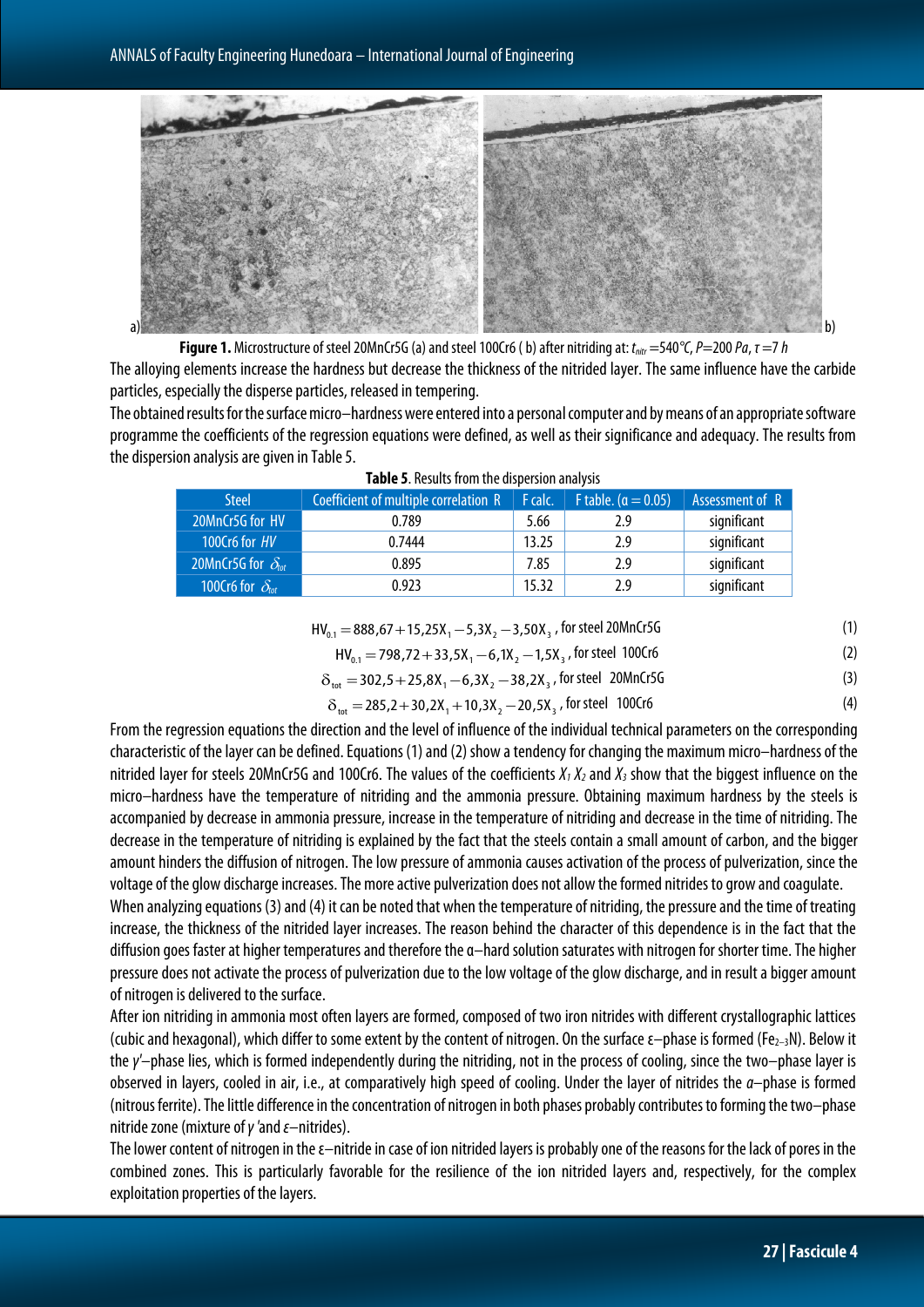**Figure 1.** Microstructure of steel 20MnCr5G (a) and steel 100Cr6 ( b) after nitriding at: $t_{nitr}$ =540°C, $P$=200 $Pa$, $\tau$ =7 $h$

The alloying elements increase the hardness but decrease the thickness of the nitrided layer. The same influence have the carbide particles, especially the disperse particles, released in tempering.

The obtained results for the surface micro–hardness were entered into a personal computer and by means of an appropriate software programme the coefficients of the regression equations were defined, as well as their significance and adequacy. The results from the dispersion analysis are given in Table 5.

**Table 5**. Results from the dispersion analysis

| Steel | Coefficient of multiple correlation R | F calc. | F table. ($\alpha = 0.05$) | Assessment of R |
|---|---|---|---|---|
| 20MnCr5G for HV | 0.789 | 5.66 | 2.9 | significant |
| 100Cr6 for *HV* | 0.7444 | 13.25 | 2.9 | significant |
| 20MnCr5G for $\delta_{tot}$ | 0.895 | 7.85 | 2.9 | significant |
| 100Cr6 for $\delta_{tot}$ | 0.923 | 15.32 | 2.9 | significant |

$$HV_{0.1} = 888{,}67 + 15{,}25X_1 - 5{,}3X_2 - 3{,}50X_3 \text{, for steel 20MnCr5G} \tag{1}$$

$$HV_{0.1} = 798{,}72 + 33{,}5X_1 - 6{,}1X_2 - 1{,}5X_3 \text{, for steel 100Cr6} \tag{2}$$

$$\delta_{tot} = 302{,}5 + 25{,}8X_1 - 6{,}3X_2 - 38{,}2X_3 \text{, for steel 20MnCr5G} \tag{3}$$

$$\delta_{tot} = 285{,}2 + 30{,}2X_1 + 10{,}3X_2 - 20{,}5X_3 \text{, for steel 100Cr6} \tag{4}$$

From the regression equations the direction and the level of influence of the individual technical parameters on the corresponding characteristic of the layer can be defined. Equations (1) and (2) show a tendency for changing the maximum micro–hardness of the nitrided layer for steels 20MnCr5G and 100Cr6. The values of the coefficients $X_1$ $X_2$ and $X_3$ show that the biggest influence on the micro–hardness have the temperature of nitriding and the ammonia pressure. Obtaining maximum hardness by the steels is accompanied by decrease in ammonia pressure, increase in the temperature of nitriding and decrease in the time of nitriding. The decrease in the temperature of nitriding is explained by the fact that the steels contain a small amount of carbon, and the bigger amount hinders the diffusion of nitrogen. The low pressure of ammonia causes activation of the process of pulverization, since the voltage of the glow discharge increases. The more active pulverization does not allow the formed nitrides to grow and coagulate.

When analyzing equations (3) and (4) it can be noted that when the temperature of nitriding, the pressure and the time of treating increase, the thickness of the nitrided layer increases. The reason behind the character of this dependence is in the fact that the diffusion goes faster at higher temperatures and therefore the α–hard solution saturates with nitrogen for shorter time. The higher pressure does not activate the process of pulverization due to the low voltage of the glow discharge, and in result a bigger amount of nitrogen is delivered to the surface.

After ion nitriding in ammonia most often layers are formed, composed of two iron nitrides with different crystallographic lattices (cubic and hexagonal), which differ to some extent by the content of nitrogen. On the surface ε–phase is formed ($Fe_{2-3}N$). Below it the *γ'*–phase lies, which is formed independently during the nitriding, not in the process of cooling, since the two–phase layer is observed in layers, cooled in air, i.e., at comparatively high speed of cooling. Under the layer of nitrides the *α*–phase is formed (nitrous ferrite). The little difference in the concentration of nitrogen in both phases probably contributes to forming the two–phase nitride zone (mixture of *γ* 'and *ε*–nitrides).

The lower content of nitrogen in the ε–nitride in case of ion nitrided layers is probably one of the reasons for the lack of pores in the combined zones. This is particularly favorable for the resilience of the ion nitrided layers and, respectively, for the complex exploitation properties of the layers.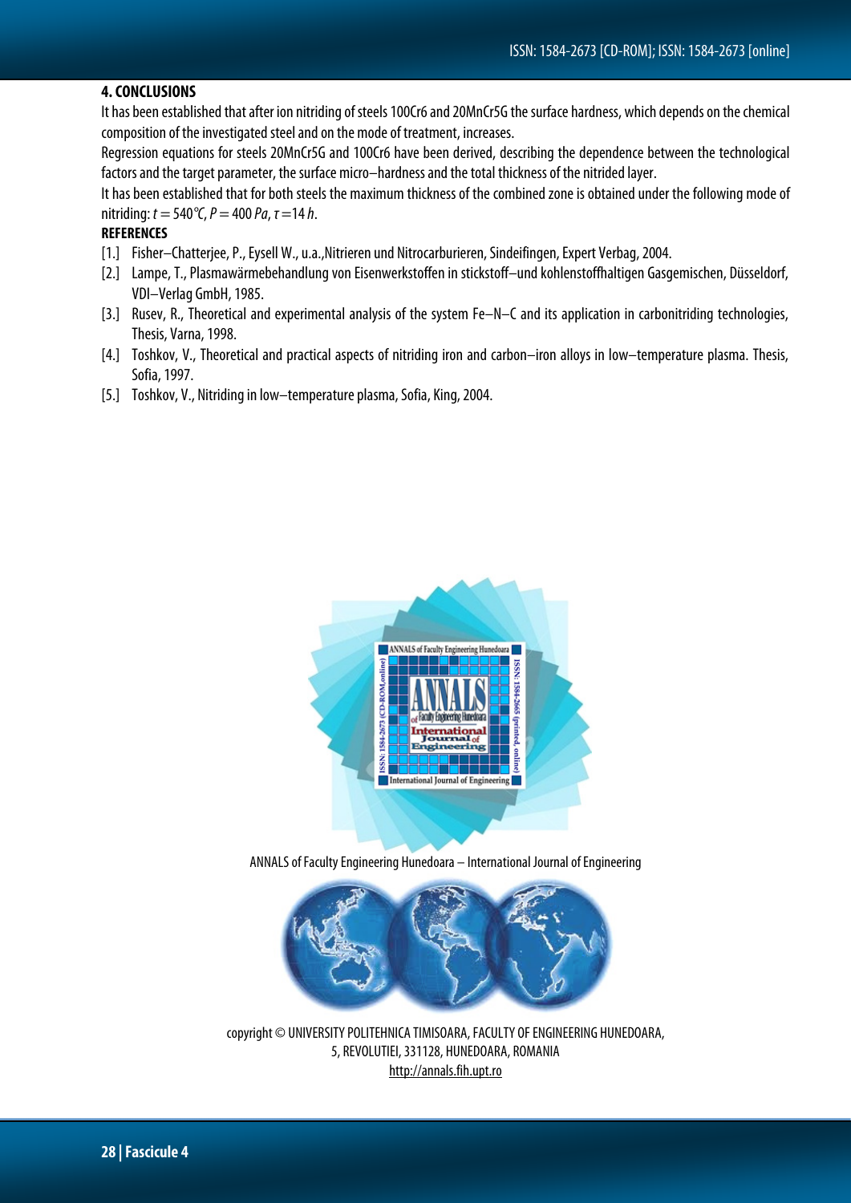## 4. CONCLUSIONS

It has been established that after ion nitriding of steels 100Cr6 and 20MnCr5G the surface hardness, which depends on the chemical composition of the investigated steel and on the mode of treatment, increases.

Regression equations for steels 20MnCr5G and 100Cr6 have been derived, describing the dependence between the technological factors and the target parameter, the surface micro–hardness and the total thickness of the nitrided layer.

It has been established that for both steels the maximum thickness of the combined zone is obtained under the following mode of nitriding: $t = 540°C$, $P = 400\ Pa$, $\tau = 14\ h$.

## REFERENCES

[1.] Fisher–Chatterjee, P., Eysell W., u.a.,Nitrieren und Nitrocarburieren, Sindeifingen, Expert Verbag, 2004.

[2.] Lampe, T., Plasmawärmebehandlung von Eisenwerkstoffen in stickstoff–und kohlenstoffhaltigen Gasgemischen, Düsseldorf, VDI–Verlag GmbH, 1985.

[3.] Rusev, R., Theoretical and experimental analysis of the system Fe–N–C and its application in carbonitriding technologies, Thesis, Varna, 1998.

[4.] Toshkov, V., Theoretical and practical aspects of nitriding iron and carbon–iron alloys in low–temperature plasma. Thesis, Sofia, 1997.

[5.] Toshkov, V., Nitriding in low–temperature plasma, Sofia, King, 2004.

ANNALS of Faculty Engineering Hunedoara – International Journal of Engineering

copyright © UNIVERSITY POLITEHNICA TIMISOARA, FACULTY OF ENGINEERING HUNEDOARA,
5, REVOLUTIEI, 331128, HUNEDOARA, ROMANIA
http://annals.fih.upt.ro